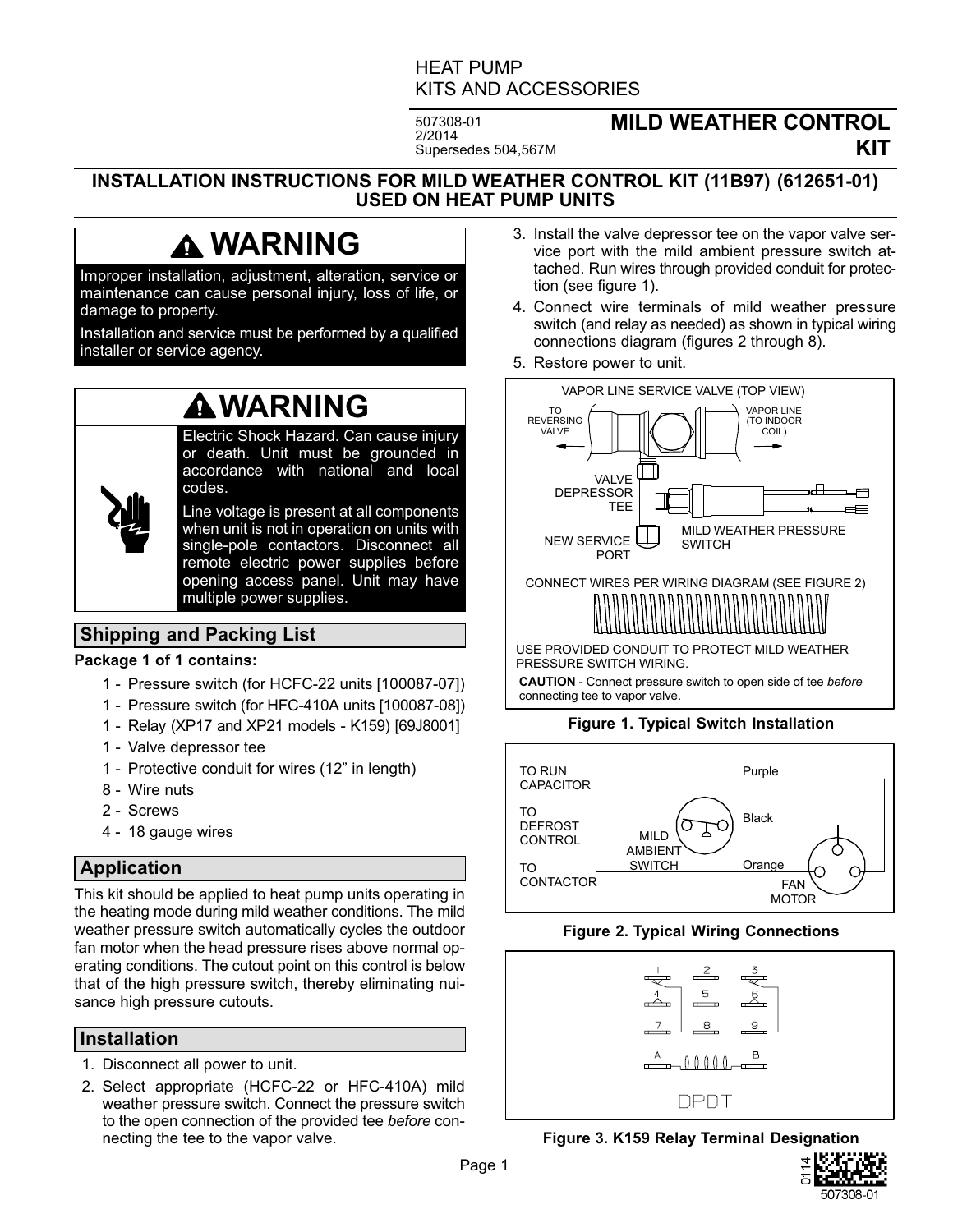HEAT PUMP
KITS AND ACCESSORIES

507308-01
2/2014
Supersedes 504,567M

# MILD WEATHER CONTROL KIT

## INSTALLATION INSTRUCTIONS FOR MILD WEATHER CONTROL KIT (11B97) (612651-01) USED ON HEAT PUMP UNITS

**⚠ WARNING**

Improper installation, adjustment, alteration, service or maintenance can cause personal injury, loss of life, or damage to property.

Installation and service must be performed by a qualified installer or service agency.

**⚠ WARNING**

Electric Shock Hazard. Can cause injury or death. Unit must be grounded in accordance with national and local codes.

Line voltage is present at all components when unit is not in operation on units with single-pole contactors. Disconnect all remote electric power supplies before opening access panel. Unit may have multiple power supplies.

## Shipping and Packing List

**Package 1 of 1 contains:**

- 1 - Pressure switch (for HCFC-22 units [100087-07])
- 1 - Pressure switch (for HFC-410A units [100087-08])
- 1 - Relay (XP17 and XP21 models - K159) [69J8001]
- 1 - Valve depressor tee
- 1 - Protective conduit for wires (12” in length)
- 8 - Wire nuts
- 2 - Screws
- 4 - 18 gauge wires

## Application

This kit should be applied to heat pump units operating in the heating mode during mild weather conditions. The mild weather pressure switch automatically cycles the outdoor fan motor when the head pressure rises above normal operating conditions. The cutout point on this control is below that of the high pressure switch, thereby eliminating nuisance high pressure cutouts.

## Installation

1. Disconnect all power to unit.
2. Select appropriate (HCFC-22 or HFC-410A) mild weather pressure switch. Connect the pressure switch to the open connection of the provided tee *before* connecting the tee to the vapor valve.
3. Install the valve depressor tee on the vapor valve service port with the mild ambient pressure switch attached. Run wires through provided conduit for protection (see figure 1).
4. Connect wire terminals of mild weather pressure switch (and relay as needed) as shown in typical wiring connections diagram (figures 2 through 8).
5. Restore power to unit.

VAPOR LINE SERVICE VALVE (TOP VIEW)
TO REVERSING VALVE
VAPOR LINE (TO INDOOR COIL)
VALVE DEPRESSOR TEE
NEW SERVICE PORT
MILD WEATHER PRESSURE SWITCH
CONNECT WIRES PER WIRING DIAGRAM (SEE FIGURE 2)
USE PROVIDED CONDUIT TO PROTECT MILD WEATHER PRESSURE SWITCH WIRING.
**CAUTION** - Connect pressure switch to open side of tee *before* connecting tee to vapor valve.

**Figure 1. Typical Switch Installation**

TO RUN CAPACITOR — Purple
TO DEFROST CONTROL — MILD AMBIENT SWITCH — Black
TO CONTACTOR — Orange — FAN MOTOR

**Figure 2. Typical Wiring Connections**

1 2 3
4 5 6
7 8 9
A B
DPDT

**Figure 3. K159 Relay Terminal Designation**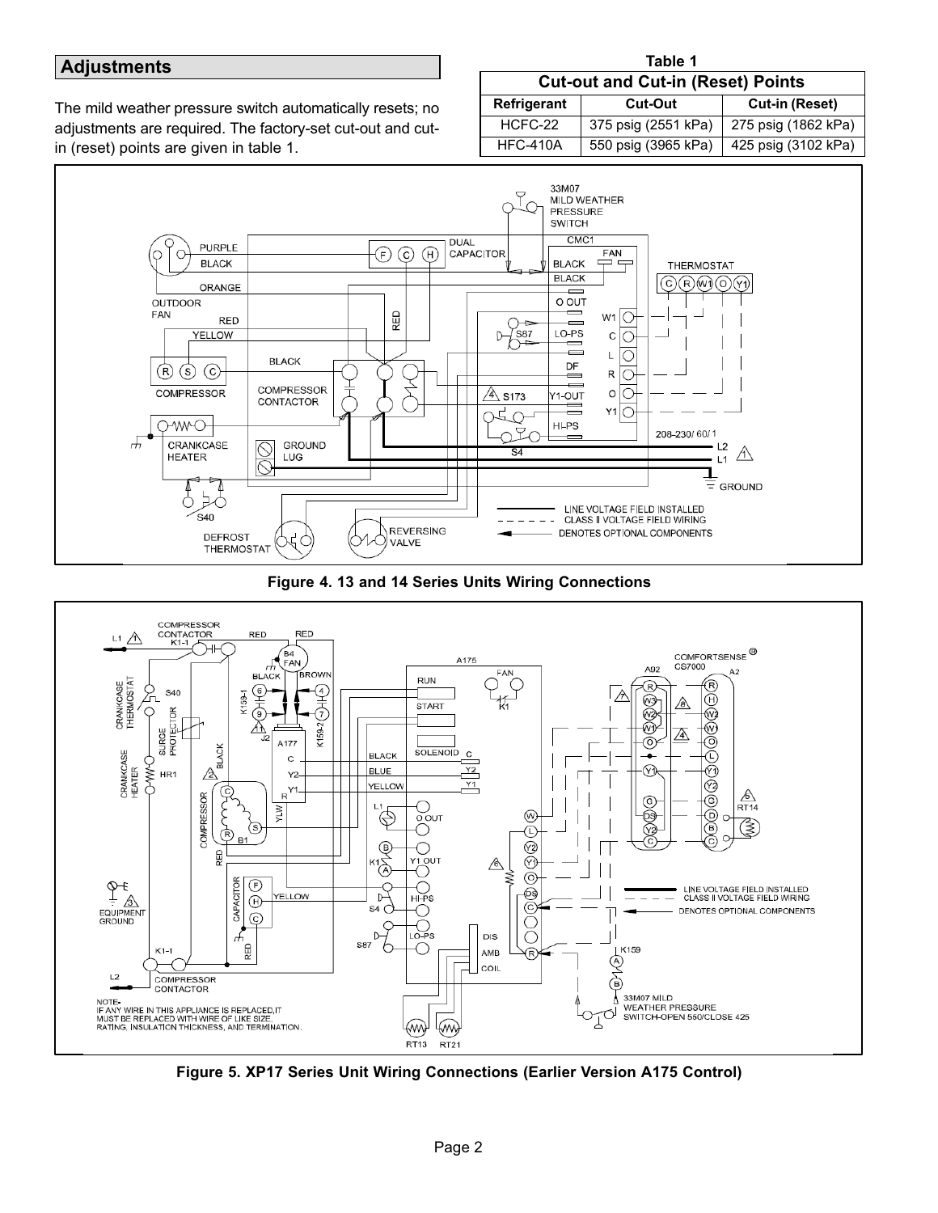## Adjustments

The mild weather pressure switch automatically resets; no adjustments are required. The factory-set cut-out and cut-in (reset) points are given in table 1.

**Table 1**
**Cut-out and Cut-in (Reset) Points**

| Refrigerant | Cut-Out | Cut-in (Reset) |
|---|---|---|
| HCFC-22 | 375 psig (2551 kPa) | 275 psig (1862 kPa) |
| HFC-410A | 550 psig (3965 kPa) | 425 psig (3102 kPa) |

**Figure 4. 13 and 14 Series Units Wiring Connections**

**Figure 5. XP17 Series Unit Wiring Connections (Earlier Version A175 Control)**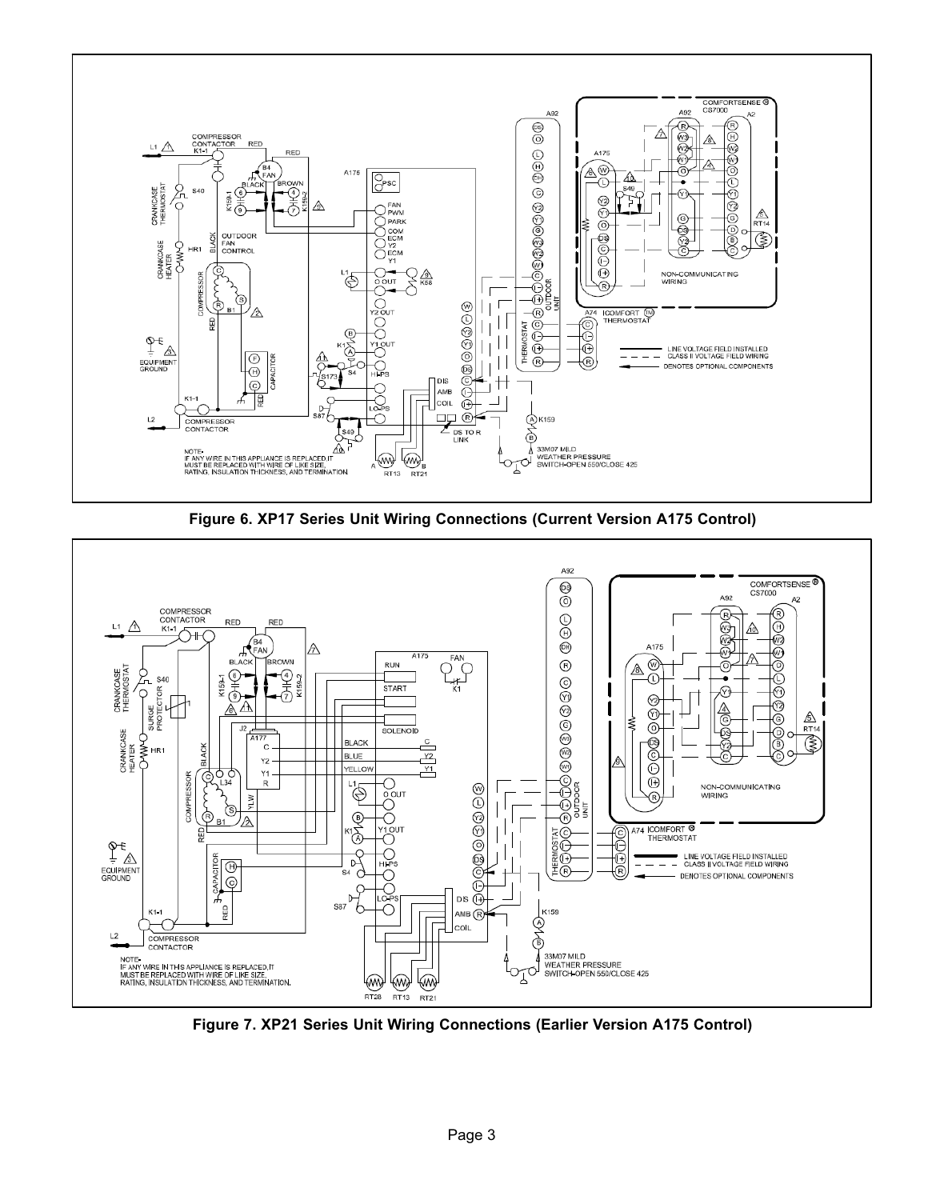**Figure 6. XP17 Series Unit Wiring Connections (Current Version A175 Control)**

**Figure 7. XP21 Series Unit Wiring Connections (Earlier Version A175 Control)**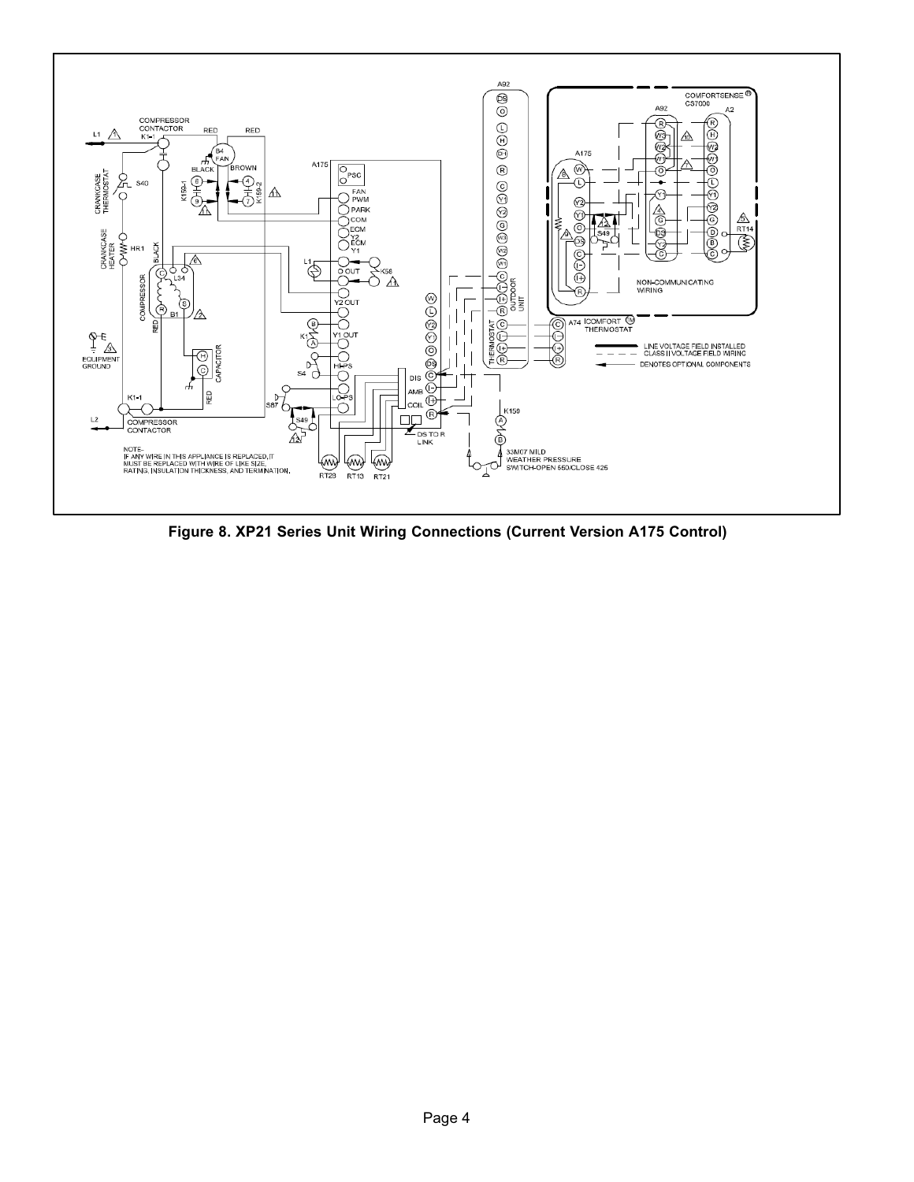Figure 8. XP21 Series Unit Wiring Connections (Current Version A175 Control)